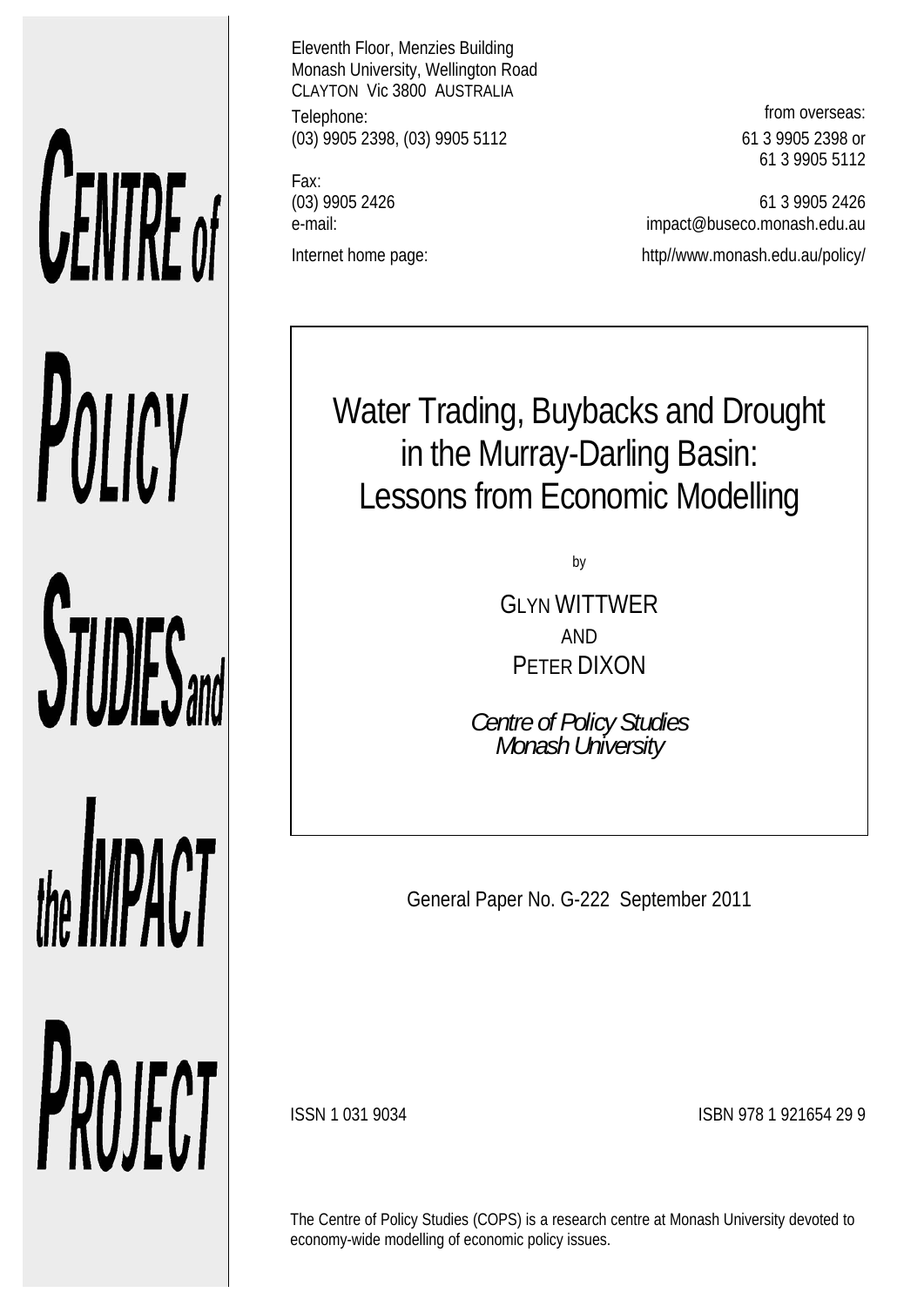CENTRE of POLICY STUDIES and the IMPACT PROJECT

Eleventh Floor, Menzies Building
Monash University, Wellington Road
CLAYTON Vic 3800 AUSTRALIA

| | |
|---|---|
| Telephone: | from overseas: |
| (03) 9905 2398, (03) 9905 5112 | 61 3 9905 2398 or 61 3 9905 5112 |
| Fax: | |
| (03) 9905 2426 | 61 3 9905 2426 |
| e-mail: | impact@buseco.monash.edu.au |
| Internet home page: | http//www.monash.edu.au/policy/ |

# Water Trading, Buybacks and Drought in the Murray-Darling Basin: Lessons from Economic Modelling

by

GLYN WITTWER

AND

PETER DIXON

*Centre of Policy Studies*
*Monash University*

General Paper No. G-222 September 2011

ISSN 1 031 9034

ISBN 978 1 921654 29 9

The Centre of Policy Studies (COPS) is a research centre at Monash University devoted to economy-wide modelling of economic policy issues.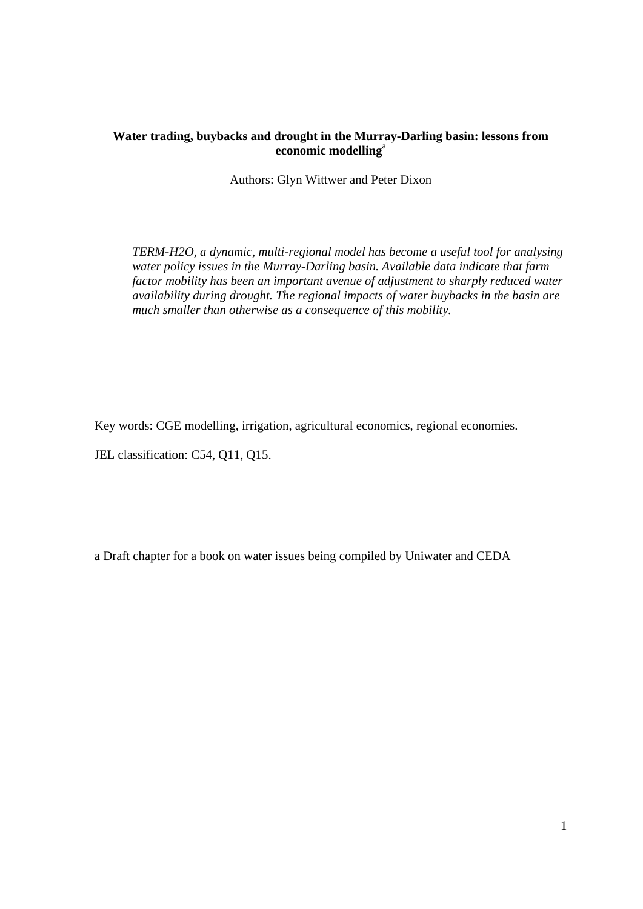**Water trading, buybacks and drought in the Murray-Darling basin: lessons from economic modelling**[a]

Authors: Glyn Wittwer and Peter Dixon

*TERM-H2O, a dynamic, multi-regional model has become a useful tool for analysing water policy issues in the Murray-Darling basin. Available data indicate that farm factor mobility has been an important avenue of adjustment to sharply reduced water availability during drought. The regional impacts of water buybacks in the basin are much smaller than otherwise as a consequence of this mobility.*

Key words: CGE modelling, irrigation, agricultural economics, regional economies.

JEL classification: C54, Q11, Q15.

a Draft chapter for a book on water issues being compiled by Uniwater and CEDA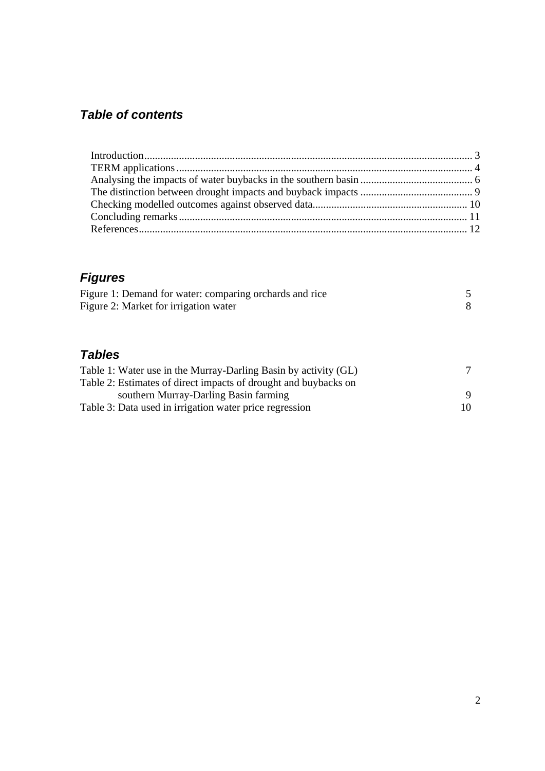## *Table of contents*

Introduction........................................................................................................................ 3
TERM applications .............................................................................................................. 4
Analysing the impacts of water buybacks in the southern basin .......................................... 6
The distinction between drought impacts and buyback impacts .......................................... 9
Checking modelled outcomes against observed data.......................................................... 10
Concluding remarks ........................................................................................................... 11
References........................................................................................................................... 12

## *Figures*

Figure 1: Demand for water: comparing orchards and rice 5
Figure 2: Market for irrigation water 8

## *Tables*

Table 1: Water use in the Murray-Darling Basin by activity (GL) 7
Table 2: Estimates of direct impacts of drought and buybacks on southern Murray-Darling Basin farming 9
Table 3: Data used in irrigation water price regression 10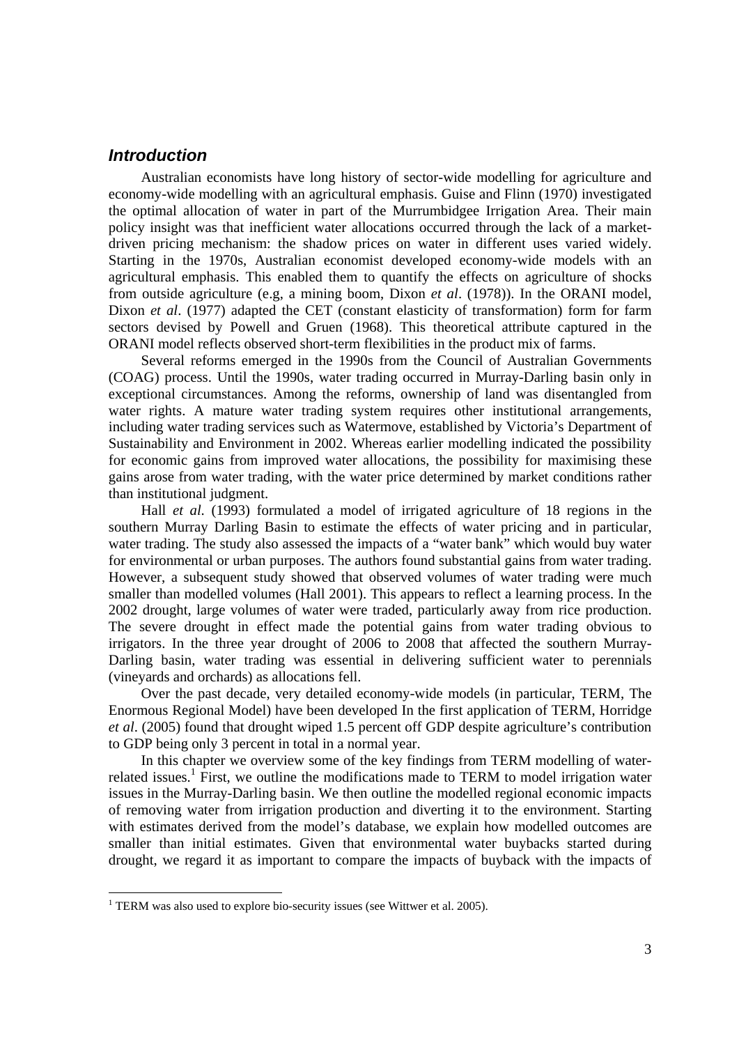## *Introduction*

Australian economists have long history of sector-wide modelling for agriculture and economy-wide modelling with an agricultural emphasis. Guise and Flinn (1970) investigated the optimal allocation of water in part of the Murrumbidgee Irrigation Area. Their main policy insight was that inefficient water allocations occurred through the lack of a market-driven pricing mechanism: the shadow prices on water in different uses varied widely. Starting in the 1970s, Australian economist developed economy-wide models with an agricultural emphasis. This enabled them to quantify the effects on agriculture of shocks from outside agriculture (e.g, a mining boom, Dixon *et al*. (1978)). In the ORANI model, Dixon *et al*. (1977) adapted the CET (constant elasticity of transformation) form for farm sectors devised by Powell and Gruen (1968). This theoretical attribute captured in the ORANI model reflects observed short-term flexibilities in the product mix of farms.

Several reforms emerged in the 1990s from the Council of Australian Governments (COAG) process. Until the 1990s, water trading occurred in Murray-Darling basin only in exceptional circumstances. Among the reforms, ownership of land was disentangled from water rights. A mature water trading system requires other institutional arrangements, including water trading services such as Watermove, established by Victoria's Department of Sustainability and Environment in 2002. Whereas earlier modelling indicated the possibility for economic gains from improved water allocations, the possibility for maximising these gains arose from water trading, with the water price determined by market conditions rather than institutional judgment.

Hall *et al.* (1993) formulated a model of irrigated agriculture of 18 regions in the southern Murray Darling Basin to estimate the effects of water pricing and in particular, water trading. The study also assessed the impacts of a "water bank" which would buy water for environmental or urban purposes. The authors found substantial gains from water trading. However, a subsequent study showed that observed volumes of water trading were much smaller than modelled volumes (Hall 2001). This appears to reflect a learning process. In the 2002 drought, large volumes of water were traded, particularly away from rice production. The severe drought in effect made the potential gains from water trading obvious to irrigators. In the three year drought of 2006 to 2008 that affected the southern Murray-Darling basin, water trading was essential in delivering sufficient water to perennials (vineyards and orchards) as allocations fell.

Over the past decade, very detailed economy-wide models (in particular, TERM, The Enormous Regional Model) have been developed In the first application of TERM, Horridge *et al*. (2005) found that drought wiped 1.5 percent off GDP despite agriculture's contribution to GDP being only 3 percent in total in a normal year.

In this chapter we overview some of the key findings from TERM modelling of water-related issues.[1] First, we outline the modifications made to TERM to model irrigation water issues in the Murray-Darling basin. We then outline the modelled regional economic impacts of removing water from irrigation production and diverting it to the environment. Starting with estimates derived from the model's database, we explain how modelled outcomes are smaller than initial estimates. Given that environmental water buybacks started during drought, we regard it as important to compare the impacts of buyback with the impacts of

[1] TERM was also used to explore bio-security issues (see Wittwer et al. 2005).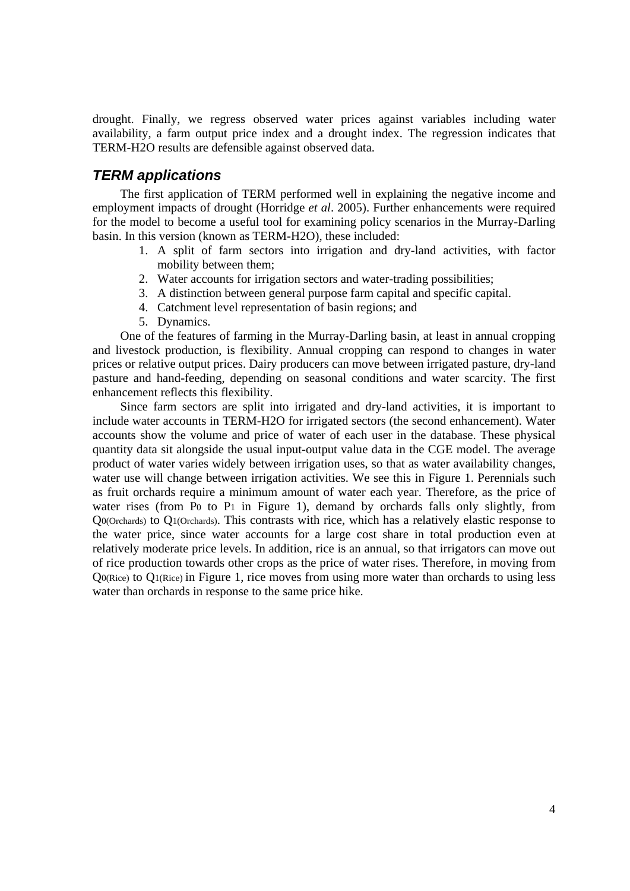drought. Finally, we regress observed water prices against variables including water availability, a farm output price index and a drought index. The regression indicates that TERM-H2O results are defensible against observed data.

## *TERM applications*

The first application of TERM performed well in explaining the negative income and employment impacts of drought (Horridge *et al*. 2005). Further enhancements were required for the model to become a useful tool for examining policy scenarios in the Murray-Darling basin. In this version (known as TERM-H2O), these included:

1. A split of farm sectors into irrigation and dry-land activities, with factor mobility between them;
2. Water accounts for irrigation sectors and water-trading possibilities;
3. A distinction between general purpose farm capital and specific capital.
4. Catchment level representation of basin regions; and
5. Dynamics.

One of the features of farming in the Murray-Darling basin, at least in annual cropping and livestock production, is flexibility. Annual cropping can respond to changes in water prices or relative output prices. Dairy producers can move between irrigated pasture, dry-land pasture and hand-feeding, depending on seasonal conditions and water scarcity. The first enhancement reflects this flexibility.

Since farm sectors are split into irrigated and dry-land activities, it is important to include water accounts in TERM-H2O for irrigated sectors (the second enhancement). Water accounts show the volume and price of water of each user in the database. These physical quantity data sit alongside the usual input-output value data in the CGE model. The average product of water varies widely between irrigation uses, so that as water availability changes, water use will change between irrigation activities. We see this in Figure 1. Perennials such as fruit orchards require a minimum amount of water each year. Therefore, as the price of water rises (from $P_0$ to $P_1$ in Figure 1), demand by orchards falls only slightly, from $Q_{0(Orchards)}$ to $Q_{1(Orchards)}$. This contrasts with rice, which has a relatively elastic response to the water price, since water accounts for a large cost share in total production even at relatively moderate price levels. In addition, rice is an annual, so that irrigators can move out of rice production towards other crops as the price of water rises. Therefore, in moving from $Q_{0(Rice)}$ to $Q_{1(Rice)}$ in Figure 1, rice moves from using more water than orchards to using less water than orchards in response to the same price hike.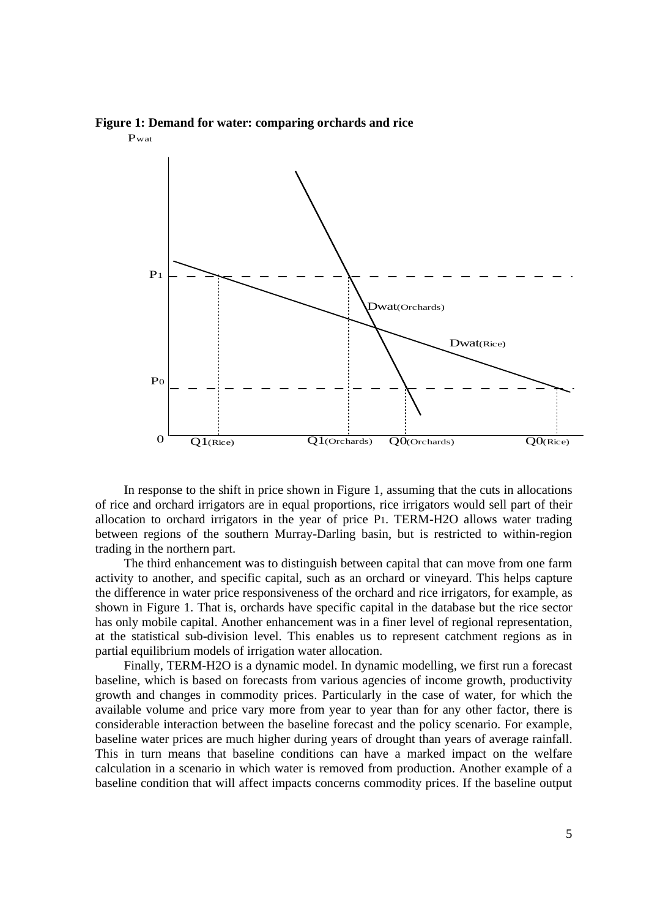**Figure 1: Demand for water: comparing orchards and rice**

Pwat

P1

P0

0

Q1(Rice)

Q1(Orchards)

Q0(Orchards)

Q0(Rice)

Dwat(Orchards)

Dwat(Rice)

In response to the shift in price shown in Figure 1, assuming that the cuts in allocations of rice and orchard irrigators are in equal proportions, rice irrigators would sell part of their allocation to orchard irrigators in the year of price $P_1$. TERM-H2O allows water trading between regions of the southern Murray-Darling basin, but is restricted to within-region trading in the northern part.

The third enhancement was to distinguish between capital that can move from one farm activity to another, and specific capital, such as an orchard or vineyard. This helps capture the difference in water price responsiveness of the orchard and rice irrigators, for example, as shown in Figure 1. That is, orchards have specific capital in the database but the rice sector has only mobile capital. Another enhancement was in a finer level of regional representation, at the statistical sub-division level. This enables us to represent catchment regions as in partial equilibrium models of irrigation water allocation.

Finally, TERM-H2O is a dynamic model. In dynamic modelling, we first run a forecast baseline, which is based on forecasts from various agencies of income growth, productivity growth and changes in commodity prices. Particularly in the case of water, for which the available volume and price vary more from year to year than for any other factor, there is considerable interaction between the baseline forecast and the policy scenario. For example, baseline water prices are much higher during years of drought than years of average rainfall. This in turn means that baseline conditions can have a marked impact on the welfare calculation in a scenario in which water is removed from production. Another example of a baseline condition that will affect impacts concerns commodity prices. If the baseline output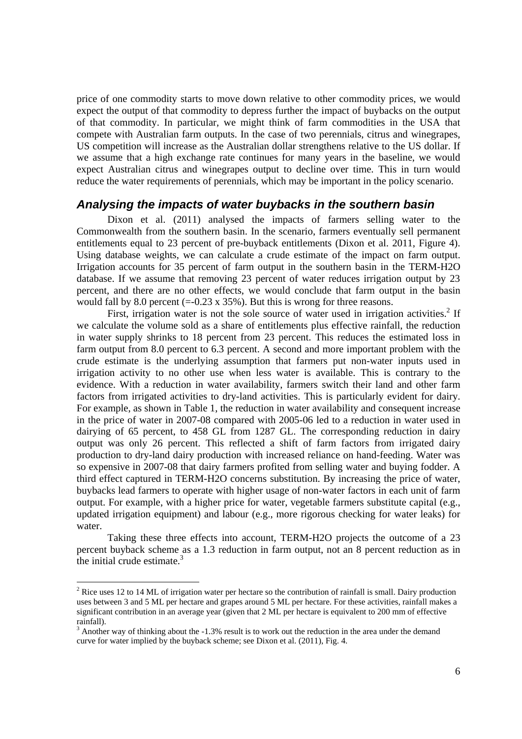price of one commodity starts to move down relative to other commodity prices, we would expect the output of that commodity to depress further the impact of buybacks on the output of that commodity. In particular, we might think of farm commodities in the USA that compete with Australian farm outputs. In the case of two perennials, citrus and winegrapes, US competition will increase as the Australian dollar strengthens relative to the US dollar. If we assume that a high exchange rate continues for many years in the baseline, we would expect Australian citrus and winegrapes output to decline over time. This in turn would reduce the water requirements of perennials, which may be important in the policy scenario.

## *Analysing the impacts of water buybacks in the southern basin*

Dixon et al. (2011) analysed the impacts of farmers selling water to the Commonwealth from the southern basin. In the scenario, farmers eventually sell permanent entitlements equal to 23 percent of pre-buyback entitlements (Dixon et al. 2011, Figure 4). Using database weights, we can calculate a crude estimate of the impact on farm output. Irrigation accounts for 35 percent of farm output in the southern basin in the TERM-H2O database. If we assume that removing 23 percent of water reduces irrigation output by 23 percent, and there are no other effects, we would conclude that farm output in the basin would fall by 8.0 percent (=-0.23 x 35%). But this is wrong for three reasons.

First, irrigation water is not the sole source of water used in irrigation activities.[2] If we calculate the volume sold as a share of entitlements plus effective rainfall, the reduction in water supply shrinks to 18 percent from 23 percent. This reduces the estimated loss in farm output from 8.0 percent to 6.3 percent. A second and more important problem with the crude estimate is the underlying assumption that farmers put non-water inputs used in irrigation activity to no other use when less water is available. This is contrary to the evidence. With a reduction in water availability, farmers switch their land and other farm factors from irrigated activities to dry-land activities. This is particularly evident for dairy. For example, as shown in Table 1, the reduction in water availability and consequent increase in the price of water in 2007-08 compared with 2005-06 led to a reduction in water used in dairying of 65 percent, to 458 GL from 1287 GL. The corresponding reduction in dairy output was only 26 percent. This reflected a shift of farm factors from irrigated dairy production to dry-land dairy production with increased reliance on hand-feeding. Water was so expensive in 2007-08 that dairy farmers profited from selling water and buying fodder. A third effect captured in TERM-H2O concerns substitution. By increasing the price of water, buybacks lead farmers to operate with higher usage of non-water factors in each unit of farm output. For example, with a higher price for water, vegetable farmers substitute capital (e.g., updated irrigation equipment) and labour (e.g., more rigorous checking for water leaks) for water.

Taking these three effects into account, TERM-H2O projects the outcome of a 23 percent buyback scheme as a 1.3 reduction in farm output, not an 8 percent reduction as in the initial crude estimate.[3]

---

[2] Rice uses 12 to 14 ML of irrigation water per hectare so the contribution of rainfall is small. Dairy production uses between 3 and 5 ML per hectare and grapes around 5 ML per hectare. For these activities, rainfall makes a significant contribution in an average year (given that 2 ML per hectare is equivalent to 200 mm of effective rainfall).

[3] Another way of thinking about the -1.3% result is to work out the reduction in the area under the demand curve for water implied by the buyback scheme; see Dixon et al. (2011), Fig. 4.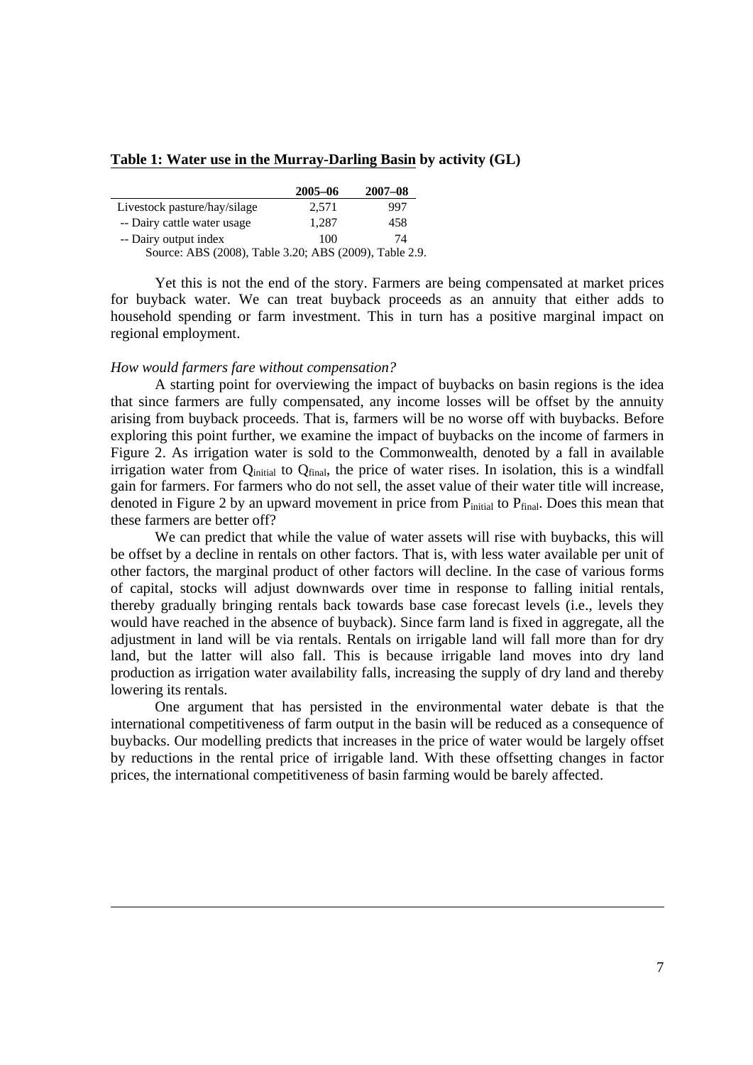**Table 1: Water use in the Murray-Darling Basin by activity (GL)**

| | 2005–06 | 2007–08 |
|---|---|---|
| Livestock pasture/hay/silage | 2,571 | 997 |
| -- Dairy cattle water usage | 1,287 | 458 |
| -- Dairy output index | 100 | 74 |

Source: ABS (2008), Table 3.20; ABS (2009), Table 2.9.

Yet this is not the end of the story. Farmers are being compensated at market prices for buyback water. We can treat buyback proceeds as an annuity that either adds to household spending or farm investment. This in turn has a positive marginal impact on regional employment.

*How would farmers fare without compensation?*

A starting point for overviewing the impact of buybacks on basin regions is the idea that since farmers are fully compensated, any income losses will be offset by the annuity arising from buyback proceeds. That is, farmers will be no worse off with buybacks. Before exploring this point further, we examine the impact of buybacks on the income of farmers in Figure 2. As irrigation water is sold to the Commonwealth, denoted by a fall in available irrigation water from $Q_{initial}$ to $Q_{final}$, the price of water rises. In isolation, this is a windfall gain for farmers. For farmers who do not sell, the asset value of their water title will increase, denoted in Figure 2 by an upward movement in price from $P_{initial}$ to $P_{final}$. Does this mean that these farmers are better off?

We can predict that while the value of water assets will rise with buybacks, this will be offset by a decline in rentals on other factors. That is, with less water available per unit of other factors, the marginal product of other factors will decline. In the case of various forms of capital, stocks will adjust downwards over time in response to falling initial rentals, thereby gradually bringing rentals back towards base case forecast levels (i.e., levels they would have reached in the absence of buyback). Since farm land is fixed in aggregate, all the adjustment in land will be via rentals. Rentals on irrigable land will fall more than for dry land, but the latter will also fall. This is because irrigable land moves into dry land production as irrigation water availability falls, increasing the supply of dry land and thereby lowering its rentals.

One argument that has persisted in the environmental water debate is that the international competitiveness of farm output in the basin will be reduced as a consequence of buybacks. Our modelling predicts that increases in the price of water would be largely offset by reductions in the rental price of irrigable land. With these offsetting changes in factor prices, the international competitiveness of basin farming would be barely affected.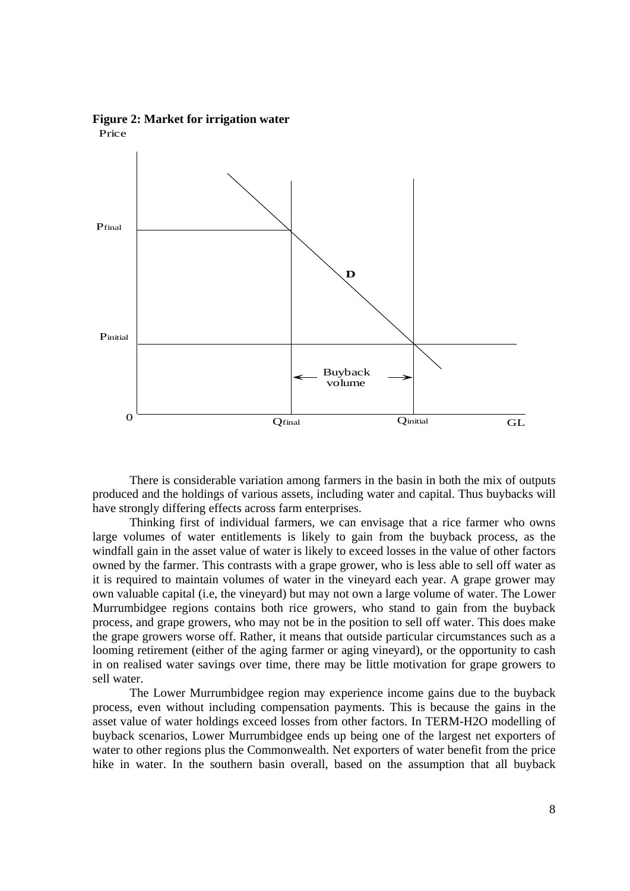**Figure 2: Market for irrigation water**

Price

P final

P initial

0

D

Buyback volume

Q final

Q initial

GL

There is considerable variation among farmers in the basin in both the mix of outputs produced and the holdings of various assets, including water and capital. Thus buybacks will have strongly differing effects across farm enterprises.

Thinking first of individual farmers, we can envisage that a rice farmer who owns large volumes of water entitlements is likely to gain from the buyback process, as the windfall gain in the asset value of water is likely to exceed losses in the value of other factors owned by the farmer. This contrasts with a grape grower, who is less able to sell off water as it is required to maintain volumes of water in the vineyard each year. A grape grower may own valuable capital (i.e, the vineyard) but may not own a large volume of water. The Lower Murrumbidgee regions contains both rice growers, who stand to gain from the buyback process, and grape growers, who may not be in the position to sell off water. This does make the grape growers worse off. Rather, it means that outside particular circumstances such as a looming retirement (either of the aging farmer or aging vineyard), or the opportunity to cash in on realised water savings over time, there may be little motivation for grape growers to sell water.

The Lower Murrumbidgee region may experience income gains due to the buyback process, even without including compensation payments. This is because the gains in the asset value of water holdings exceed losses from other factors. In TERM-H2O modelling of buyback scenarios, Lower Murrumbidgee ends up being one of the largest net exporters of water to other regions plus the Commonwealth. Net exporters of water benefit from the price hike in water. In the southern basin overall, based on the assumption that all buyback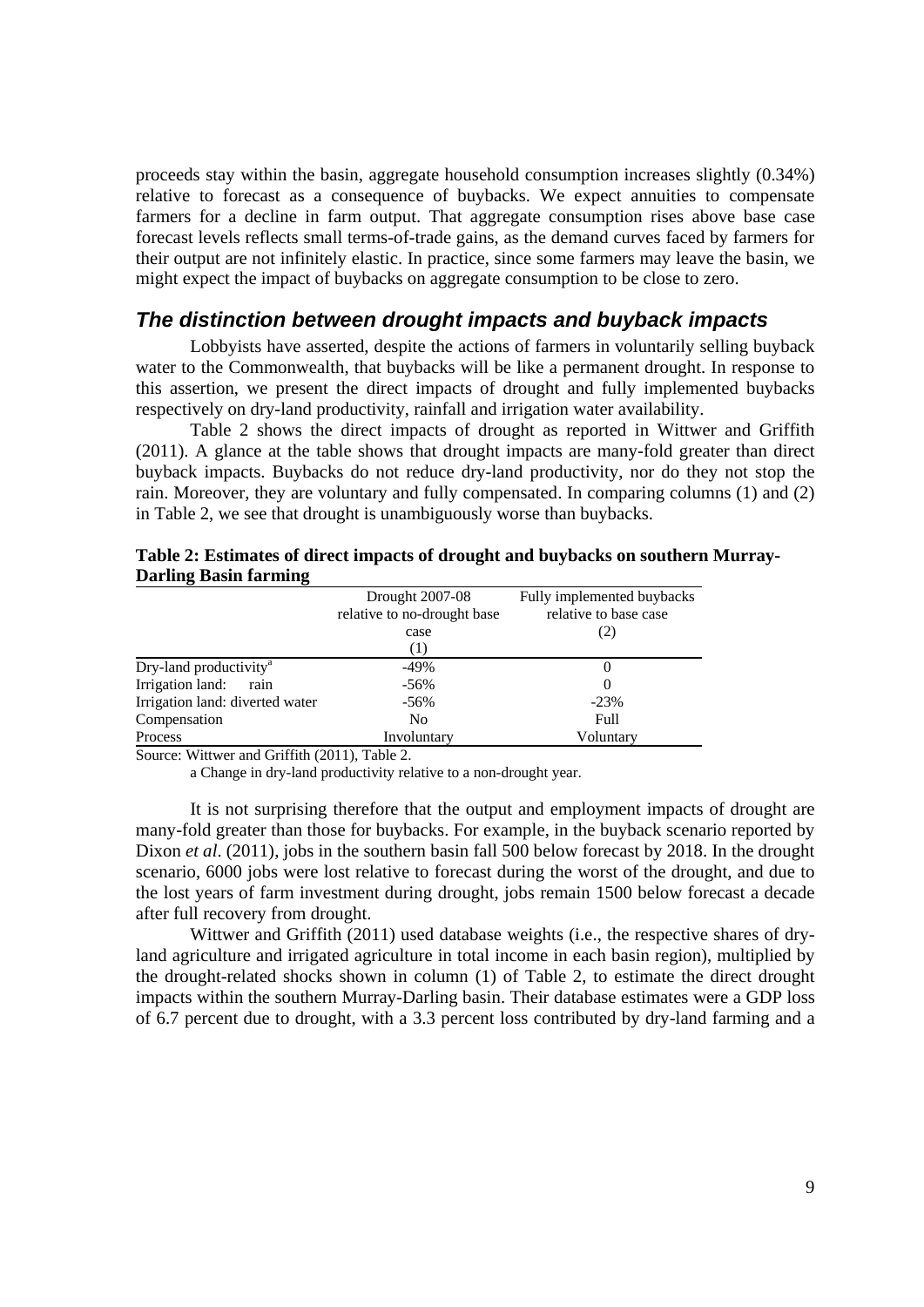proceeds stay within the basin, aggregate household consumption increases slightly (0.34%) relative to forecast as a consequence of buybacks. We expect annuities to compensate farmers for a decline in farm output. That aggregate consumption rises above base case forecast levels reflects small terms-of-trade gains, as the demand curves faced by farmers for their output are not infinitely elastic. In practice, since some farmers may leave the basin, we might expect the impact of buybacks on aggregate consumption to be close to zero.

## *The distinction between drought impacts and buyback impacts*

Lobbyists have asserted, despite the actions of farmers in voluntarily selling buyback water to the Commonwealth, that buybacks will be like a permanent drought. In response to this assertion, we present the direct impacts of drought and fully implemented buybacks respectively on dry-land productivity, rainfall and irrigation water availability.

Table 2 shows the direct impacts of drought as reported in Wittwer and Griffith (2011). A glance at the table shows that drought impacts are many-fold greater than direct buyback impacts. Buybacks do not reduce dry-land productivity, nor do they not stop the rain. Moreover, they are voluntary and fully compensated. In comparing columns (1) and (2) in Table 2, we see that drought is unambiguously worse than buybacks.

**Table 2: Estimates of direct impacts of drought and buybacks on southern Murray-Darling Basin farming**

| | Drought 2007-08 relative to no-drought base case (1) | Fully implemented buybacks relative to base case (2) |
|---|---|---|
| Dry-land productivity[a] | -49% | 0 |
| Irrigation land: rain | -56% | 0 |
| Irrigation land: diverted water | -56% | -23% |
| Compensation | No | Full |
| Process | Involuntary | Voluntary |

Source: Wittwer and Griffith (2011), Table 2.

a Change in dry-land productivity relative to a non-drought year.

It is not surprising therefore that the output and employment impacts of drought are many-fold greater than those for buybacks. For example, in the buyback scenario reported by Dixon *et al*. (2011), jobs in the southern basin fall 500 below forecast by 2018. In the drought scenario, 6000 jobs were lost relative to forecast during the worst of the drought, and due to the lost years of farm investment during drought, jobs remain 1500 below forecast a decade after full recovery from drought.

Wittwer and Griffith (2011) used database weights (i.e., the respective shares of dry-land agriculture and irrigated agriculture in total income in each basin region), multiplied by the drought-related shocks shown in column (1) of Table 2, to estimate the direct drought impacts within the southern Murray-Darling basin. Their database estimates were a GDP loss of 6.7 percent due to drought, with a 3.3 percent loss contributed by dry-land farming and a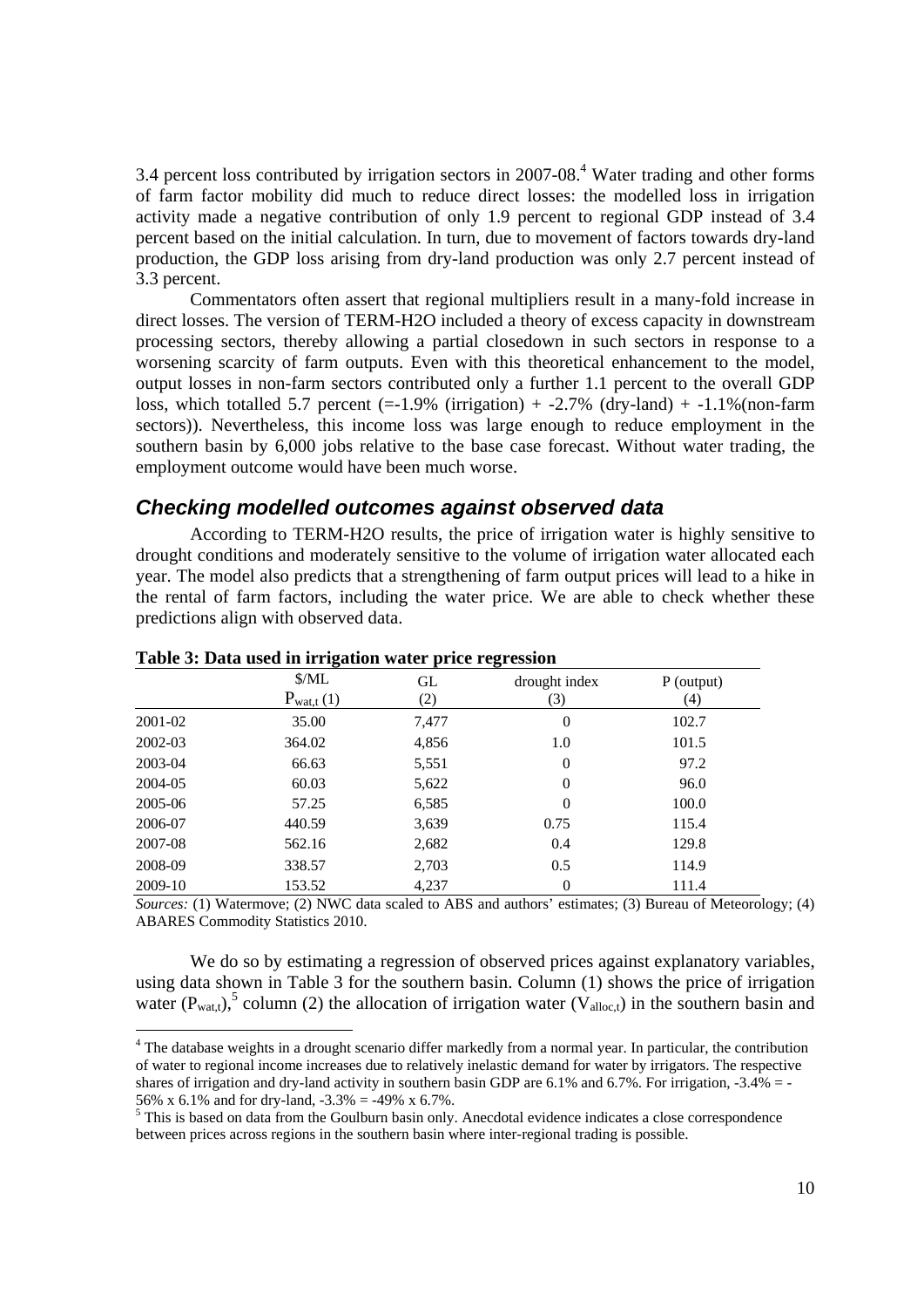3.4 percent loss contributed by irrigation sectors in 2007-08.[4] Water trading and other forms of farm factor mobility did much to reduce direct losses: the modelled loss in irrigation activity made a negative contribution of only 1.9 percent to regional GDP instead of 3.4 percent based on the initial calculation. In turn, due to movement of factors towards dry-land production, the GDP loss arising from dry-land production was only 2.7 percent instead of 3.3 percent.

Commentators often assert that regional multipliers result in a many-fold increase in direct losses. The version of TERM-H2O included a theory of excess capacity in downstream processing sectors, thereby allowing a partial closedown in such sectors in response to a worsening scarcity of farm outputs. Even with this theoretical enhancement to the model, output losses in non-farm sectors contributed only a further 1.1 percent to the overall GDP loss, which totalled 5.7 percent (=-1.9% (irrigation) + -2.7% (dry-land) + -1.1%(non-farm sectors)). Nevertheless, this income loss was large enough to reduce employment in the southern basin by 6,000 jobs relative to the base case forecast. Without water trading, the employment outcome would have been much worse.

## *Checking modelled outcomes against observed data*

According to TERM-H2O results, the price of irrigation water is highly sensitive to drought conditions and moderately sensitive to the volume of irrigation water allocated each year. The model also predicts that a strengthening of farm output prices will lead to a hike in the rental of farm factors, including the water price. We are able to check whether these predictions align with observed data.

**Table 3: Data used in irrigation water price regression**

| | \$/ML $P_{wat,t}$ (1) | GL (2) | drought index (3) | P (output) (4) |
|---|---|---|---|---|
| 2001-02 | 35.00 | 7,477 | 0 | 102.7 |
| 2002-03 | 364.02 | 4,856 | 1.0 | 101.5 |
| 2003-04 | 66.63 | 5,551 | 0 | 97.2 |
| 2004-05 | 60.03 | 5,622 | 0 | 96.0 |
| 2005-06 | 57.25 | 6,585 | 0 | 100.0 |
| 2006-07 | 440.59 | 3,639 | 0.75 | 115.4 |
| 2007-08 | 562.16 | 2,682 | 0.4 | 129.8 |
| 2008-09 | 338.57 | 2,703 | 0.5 | 114.9 |
| 2009-10 | 153.52 | 4,237 | 0 | 111.4 |

*Sources:* (1) Watermove; (2) NWC data scaled to ABS and authors' estimates; (3) Bureau of Meteorology; (4) ABARES Commodity Statistics 2010.

We do so by estimating a regression of observed prices against explanatory variables, using data shown in Table 3 for the southern basin. Column (1) shows the price of irrigation water ($P_{wat,t}$),[5] column (2) the allocation of irrigation water ($V_{alloc,t}$) in the southern basin and

[4] The database weights in a drought scenario differ markedly from a normal year. In particular, the contribution of water to regional income increases due to relatively inelastic demand for water by irrigators. The respective shares of irrigation and dry-land activity in southern basin GDP are 6.1% and 6.7%. For irrigation, -3.4% = -56% x 6.1% and for dry-land, -3.3% = -49% x 6.7%.

[5] This is based on data from the Goulburn basin only. Anecdotal evidence indicates a close correspondence between prices across regions in the southern basin where inter-regional trading is possible.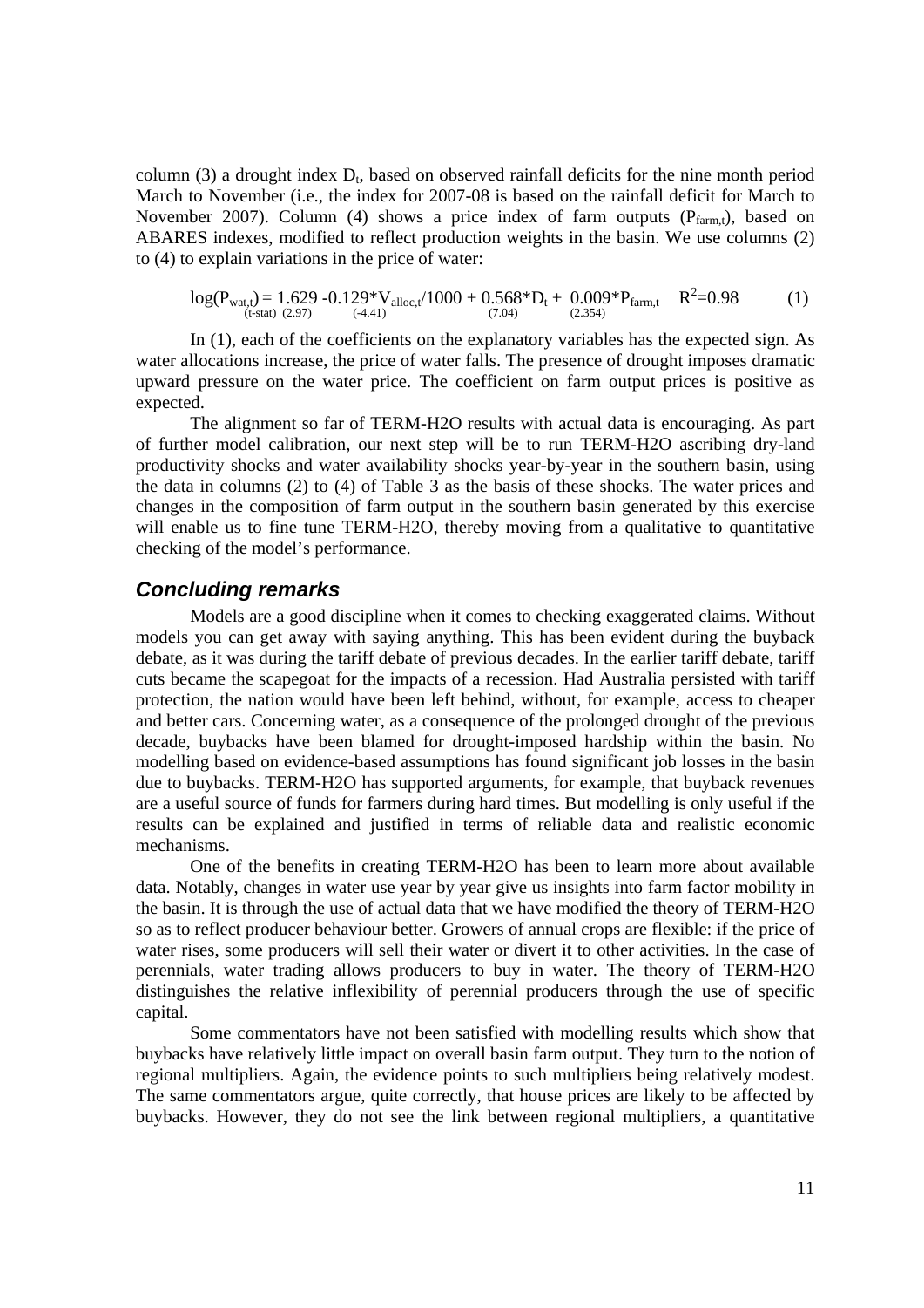column (3) a drought index $D_t$, based on observed rainfall deficits for the nine month period March to November (i.e., the index for 2007-08 is based on the rainfall deficit for March to November 2007). Column (4) shows a price index of farm outputs ($P_{farm,t}$), based on ABARES indexes, modified to reflect production weights in the basin. We use columns (2) to (4) to explain variations in the price of water:

$$\log(P_{wat,t}) = \underset{(2.97)}{1.629} - \underset{(-4.41)}{0.129} * V_{alloc,t}/1000 + \underset{(7.04)}{0.568} * D_t + \underset{(2.354)}{0.009} * P_{farm,t} \quad R^2 = 0.98 \qquad (1)$$

(t-stat)

In (1), each of the coefficients on the explanatory variables has the expected sign. As water allocations increase, the price of water falls. The presence of drought imposes dramatic upward pressure on the water price. The coefficient on farm output prices is positive as expected.

The alignment so far of TERM-H2O results with actual data is encouraging. As part of further model calibration, our next step will be to run TERM-H2O ascribing dry-land productivity shocks and water availability shocks year-by-year in the southern basin, using the data in columns (2) to (4) of Table 3 as the basis of these shocks. The water prices and changes in the composition of farm output in the southern basin generated by this exercise will enable us to fine tune TERM-H2O, thereby moving from a qualitative to quantitative checking of the model's performance.

## *Concluding remarks*

Models are a good discipline when it comes to checking exaggerated claims. Without models you can get away with saying anything. This has been evident during the buyback debate, as it was during the tariff debate of previous decades. In the earlier tariff debate, tariff cuts became the scapegoat for the impacts of a recession. Had Australia persisted with tariff protection, the nation would have been left behind, without, for example, access to cheaper and better cars. Concerning water, as a consequence of the prolonged drought of the previous decade, buybacks have been blamed for drought-imposed hardship within the basin. No modelling based on evidence-based assumptions has found significant job losses in the basin due to buybacks. TERM-H2O has supported arguments, for example, that buyback revenues are a useful source of funds for farmers during hard times. But modelling is only useful if the results can be explained and justified in terms of reliable data and realistic economic mechanisms.

One of the benefits in creating TERM-H2O has been to learn more about available data. Notably, changes in water use year by year give us insights into farm factor mobility in the basin. It is through the use of actual data that we have modified the theory of TERM-H2O so as to reflect producer behaviour better. Growers of annual crops are flexible: if the price of water rises, some producers will sell their water or divert it to other activities. In the case of perennials, water trading allows producers to buy in water. The theory of TERM-H2O distinguishes the relative inflexibility of perennial producers through the use of specific capital.

Some commentators have not been satisfied with modelling results which show that buybacks have relatively little impact on overall basin farm output. They turn to the notion of regional multipliers. Again, the evidence points to such multipliers being relatively modest. The same commentators argue, quite correctly, that house prices are likely to be affected by buybacks. However, they do not see the link between regional multipliers, a quantitative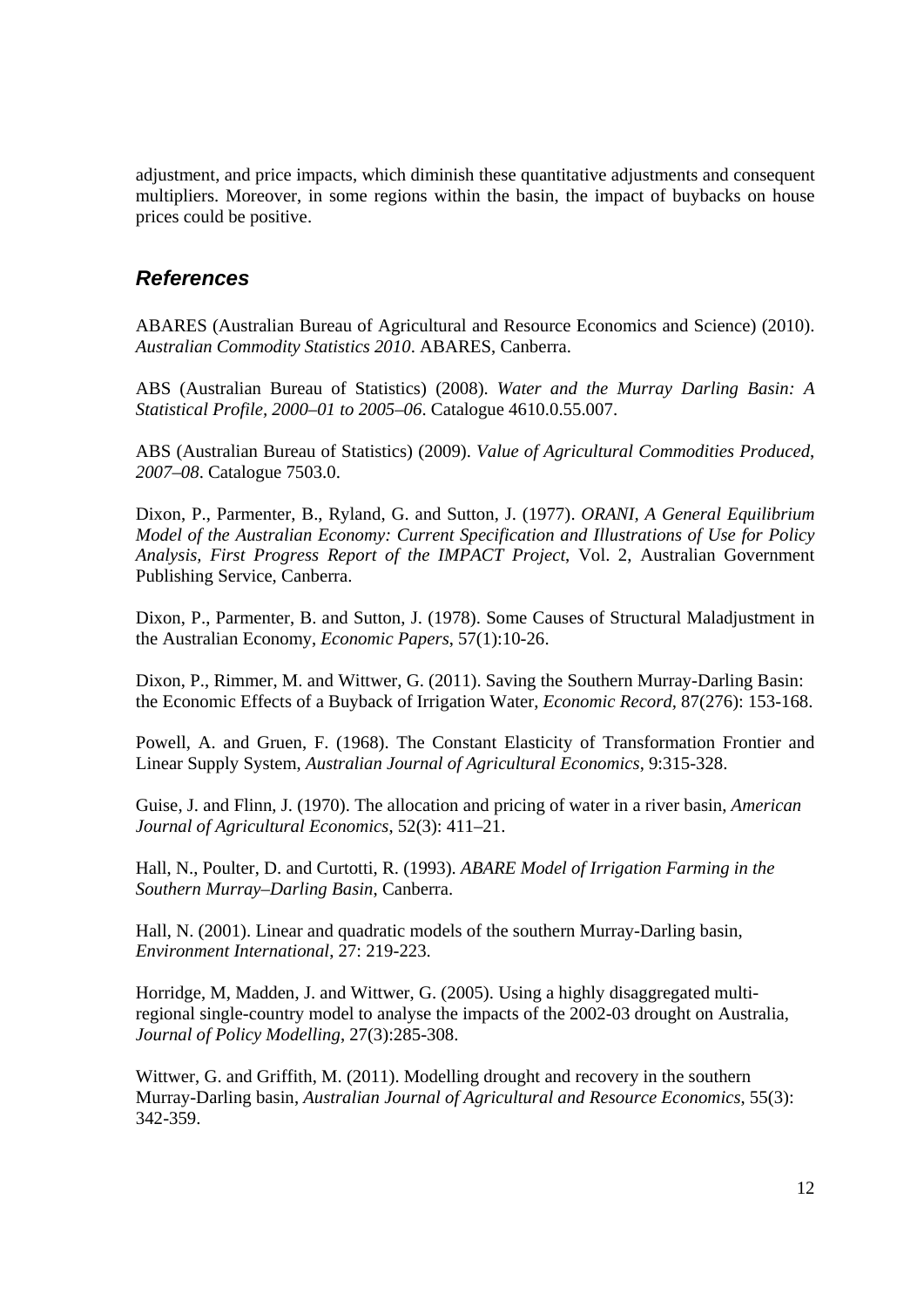adjustment, and price impacts, which diminish these quantitative adjustments and consequent multipliers. Moreover, in some regions within the basin, the impact of buybacks on house prices could be positive.

## *References*

ABARES (Australian Bureau of Agricultural and Resource Economics and Science) (2010). *Australian Commodity Statistics 2010*. ABARES, Canberra.

ABS (Australian Bureau of Statistics) (2008). *Water and the Murray Darling Basin: A Statistical Profile, 2000–01 to 2005–06*. Catalogue 4610.0.55.007.

ABS (Australian Bureau of Statistics) (2009). *Value of Agricultural Commodities Produced, 2007–08*. Catalogue 7503.0.

Dixon, P., Parmenter, B., Ryland, G. and Sutton, J. (1977). *ORANI, A General Equilibrium Model of the Australian Economy: Current Specification and Illustrations of Use for Policy Analysis, First Progress Report of the IMPACT Project*, Vol. 2, Australian Government Publishing Service, Canberra.

Dixon, P., Parmenter, B. and Sutton, J. (1978). Some Causes of Structural Maladjustment in the Australian Economy, *Economic Papers*, 57(1):10-26.

Dixon, P., Rimmer, M. and Wittwer, G. (2011). Saving the Southern Murray-Darling Basin: the Economic Effects of a Buyback of Irrigation Water, *Economic Record*, 87(276): 153-168.

Powell, A. and Gruen, F. (1968). The Constant Elasticity of Transformation Frontier and Linear Supply System, *Australian Journal of Agricultural Economics*, 9:315-328.

Guise, J. and Flinn, J. (1970). The allocation and pricing of water in a river basin, *American Journal of Agricultural Economics*, 52(3): 411–21.

Hall, N., Poulter, D. and Curtotti, R. (1993). *ABARE Model of Irrigation Farming in the Southern Murray–Darling Basin*, Canberra.

Hall, N. (2001). Linear and quadratic models of the southern Murray-Darling basin, *Environment International*, 27: 219-223.

Horridge, M, Madden, J. and Wittwer, G. (2005). Using a highly disaggregated multi-regional single-country model to analyse the impacts of the 2002-03 drought on Australia, *Journal of Policy Modelling*, 27(3):285-308.

Wittwer, G. and Griffith, M. (2011). Modelling drought and recovery in the southern Murray-Darling basin, *Australian Journal of Agricultural and Resource Economics*, 55(3): 342-359.